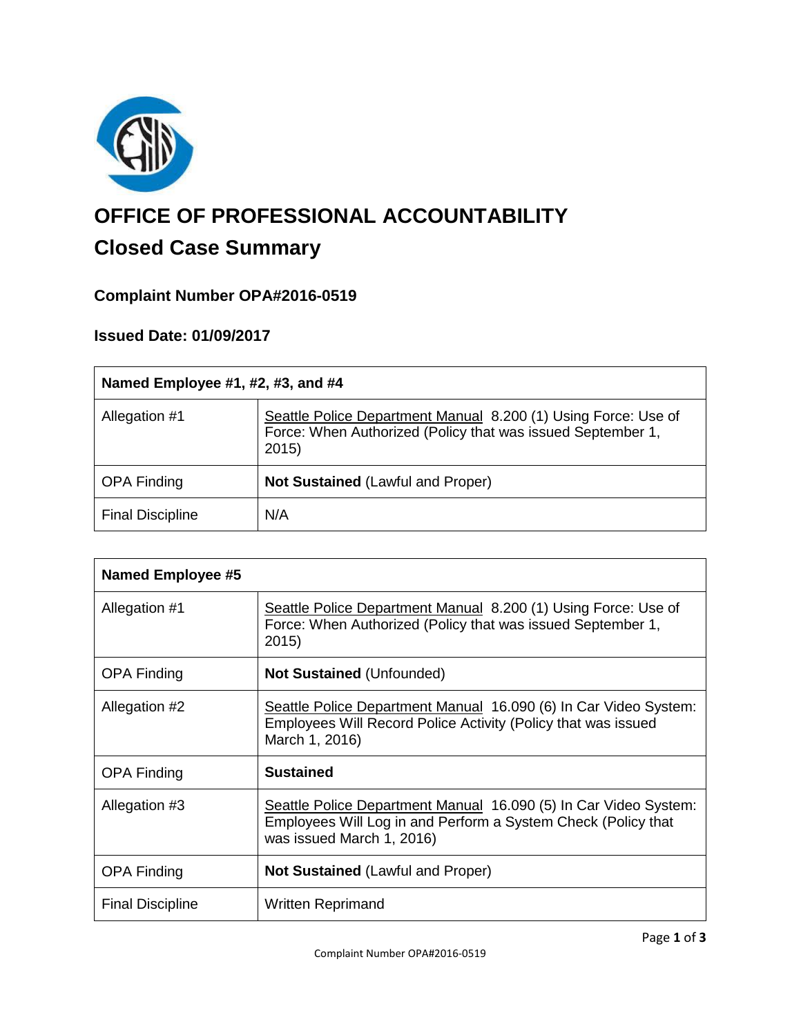# OFFICE OF PROFESSIONAL ACCOUNTABILITY

## Closed Case Summary

### Complaint Number OPA#2016-0519

### Issued Date: 01/09/2017

| **Named Employee #1, #2, #3, and #4** | |
|---|---|
| Allegation #1 | Seattle Police Department Manual 8.200 (1) Using Force: Use of Force: When Authorized (Policy that was issued September 1, 2015) |
| OPA Finding | **Not Sustained** (Lawful and Proper) |
| Final Discipline | N/A |

| **Named Employee #5** | |
|---|---|
| Allegation #1 | Seattle Police Department Manual 8.200 (1) Using Force: Use of Force: When Authorized (Policy that was issued September 1, 2015) |
| OPA Finding | **Not Sustained** (Unfounded) |
| Allegation #2 | Seattle Police Department Manual 16.090 (6) In Car Video System: Employees Will Record Police Activity (Policy that was issued March 1, 2016) |
| OPA Finding | **Sustained** |
| Allegation #3 | Seattle Police Department Manual 16.090 (5) In Car Video System: Employees Will Log in and Perform a System Check (Policy that was issued March 1, 2016) |
| OPA Finding | **Not Sustained** (Lawful and Proper) |
| Final Discipline | Written Reprimand |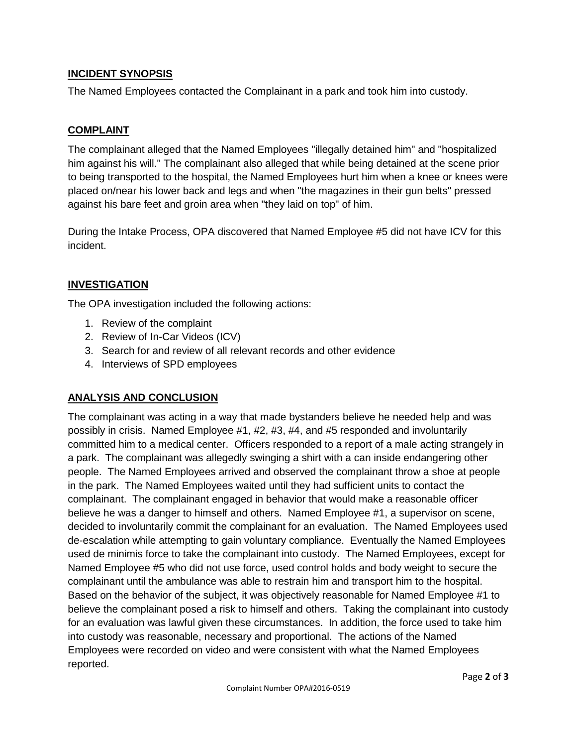## INCIDENT SYNOPSIS

The Named Employees contacted the Complainant in a park and took him into custody.

## COMPLAINT

The complainant alleged that the Named Employees "illegally detained him" and "hospitalized him against his will." The complainant also alleged that while being detained at the scene prior to being transported to the hospital, the Named Employees hurt him when a knee or knees were placed on/near his lower back and legs and when "the magazines in their gun belts" pressed against his bare feet and groin area when "they laid on top" of him.

During the Intake Process, OPA discovered that Named Employee #5 did not have ICV for this incident.

## INVESTIGATION

The OPA investigation included the following actions:

1. Review of the complaint
2. Review of In-Car Videos (ICV)
3. Search for and review of all relevant records and other evidence
4. Interviews of SPD employees

## ANALYSIS AND CONCLUSION

The complainant was acting in a way that made bystanders believe he needed help and was possibly in crisis. Named Employee #1, #2, #3, #4, and #5 responded and involuntarily committed him to a medical center. Officers responded to a report of a male acting strangely in a park. The complainant was allegedly swinging a shirt with a can inside endangering other people. The Named Employees arrived and observed the complainant throw a shoe at people in the park. The Named Employees waited until they had sufficient units to contact the complainant. The complainant engaged in behavior that would make a reasonable officer believe he was a danger to himself and others. Named Employee #1, a supervisor on scene, decided to involuntarily commit the complainant for an evaluation. The Named Employees used de-escalation while attempting to gain voluntary compliance. Eventually the Named Employees used de minimis force to take the complainant into custody. The Named Employees, except for Named Employee #5 who did not use force, used control holds and body weight to secure the complainant until the ambulance was able to restrain him and transport him to the hospital. Based on the behavior of the subject, it was objectively reasonable for Named Employee #1 to believe the complainant posed a risk to himself and others. Taking the complainant into custody for an evaluation was lawful given these circumstances. In addition, the force used to take him into custody was reasonable, necessary and proportional. The actions of the Named Employees were recorded on video and were consistent with what the Named Employees reported.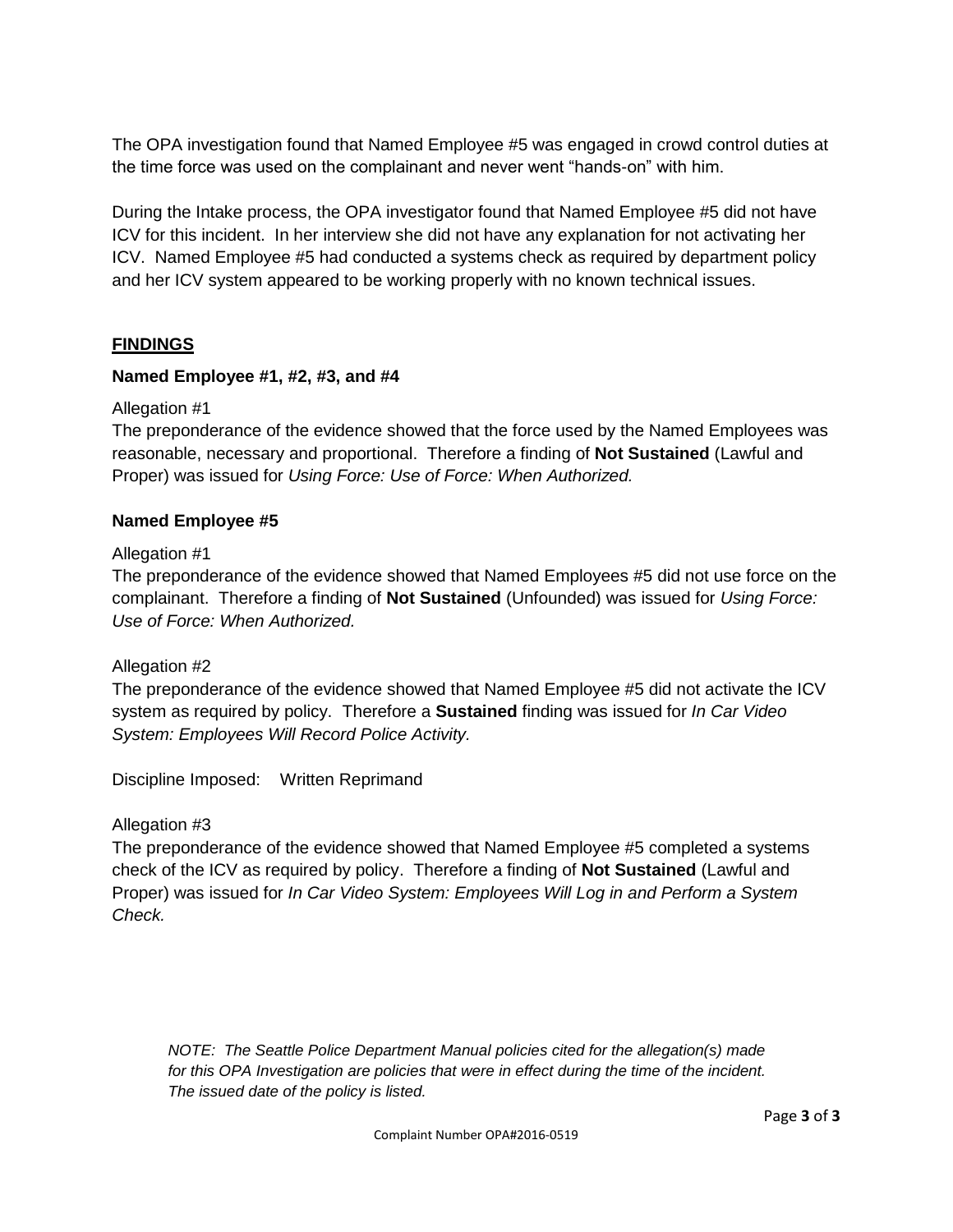The OPA investigation found that Named Employee #5 was engaged in crowd control duties at the time force was used on the complainant and never went "hands-on" with him.

During the Intake process, the OPA investigator found that Named Employee #5 did not have ICV for this incident. In her interview she did not have any explanation for not activating her ICV. Named Employee #5 had conducted a systems check as required by department policy and her ICV system appeared to be working properly with no known technical issues.

## FINDINGS

### Named Employee #1, #2, #3, and #4

Allegation #1
The preponderance of the evidence showed that the force used by the Named Employees was reasonable, necessary and proportional. Therefore a finding of **Not Sustained** (Lawful and Proper) was issued for *Using Force: Use of Force: When Authorized.*

### Named Employee #5

Allegation #1
The preponderance of the evidence showed that Named Employees #5 did not use force on the complainant. Therefore a finding of **Not Sustained** (Unfounded) was issued for *Using Force: Use of Force: When Authorized.*

Allegation #2
The preponderance of the evidence showed that Named Employee #5 did not activate the ICV system as required by policy. Therefore a **Sustained** finding was issued for *In Car Video System: Employees Will Record Police Activity.*

Discipline Imposed: Written Reprimand

Allegation #3
The preponderance of the evidence showed that Named Employee #5 completed a systems check of the ICV as required by policy. Therefore a finding of **Not Sustained** (Lawful and Proper) was issued for *In Car Video System: Employees Will Log in and Perform a System Check.*

*NOTE: The Seattle Police Department Manual policies cited for the allegation(s) made for this OPA Investigation are policies that were in effect during the time of the incident. The issued date of the policy is listed.*

Complaint Number OPA#2016-0519